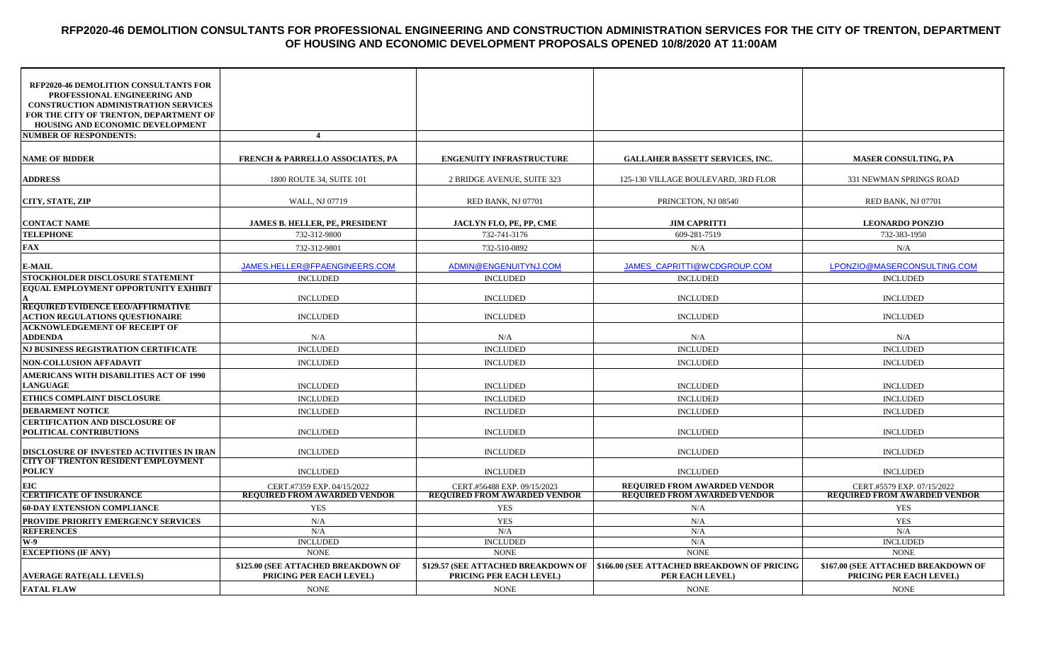# RFP2020-46 DEMOLITION CONSULTANTS FOR PROFESSIONAL ENGINEERING AND CONSTRUCTION ADMINISTRATION SERVICES FOR THE CITY OF TRENTON, DEPARTMENT OF HOUSING AND ECONOMIC DEVELOPMENT PROPOSALS OPENED 10/8/2020 AT 11:00AM

| RFP2020-46 DEMOLITION CONSULTANTS FOR PROFESSIONAL ENGINEERING AND CONSTRUCTION ADMINISTRATION SERVICES FOR THE CITY OF TRENTON, DEPARTMENT OF HOUSING AND ECONOMIC DEVELOPMENT | | | | |
|---|---|---|---|---|
| **NUMBER OF RESPONDENTS:** | **4** | | | |
| **NAME OF BIDDER** | **FRENCH & PARRELLO ASSOCIATES, PA** | **ENGENUITY INFRASTRUCTURE** | **GALLAHER BASSETT SERVICES, INC.** | **MASER CONSULTING, PA** |
| **ADDRESS** | 1800 ROUTE 34, SUITE 101 | 2 BRIDGE AVENUE, SUITE 323 | 125-130 VILLAGE BOULEVARD, 3RD FLOR | 331 NEWMAN SPRINGS ROAD |
| **CITY, STATE, ZIP** | WALL, NJ 07719 | RED BANK, NJ 07701 | PRINCETON, NJ 08540 | RED BANK, NJ 07701 |
| **CONTACT NAME** | **JAMES B. HELLER, PE, PRESIDENT** | **JACLYN FLO, PE, PP, CME** | **JIM CAPRITTI** | **LEONARDO PONZIO** |
| **TELEPHONE** | 732-312-9800 | 732-741-3176 | 609-281-7519 | 732-383-1950 |
| **FAX** | 732-312-9801 | 732-510-0892 | N/A | N/A |
| **E-MAIL** | JAMES.HELLER@FPAENGINEERS.COM | ADMIN@ENGENUITYNJ.COM | JAMES_CAPRITTI@WCDGROUP.COM | LPONZIO@MASERCONSULTING.COM |
| **STOCKHOLDER DISCLOSURE STATEMENT** | INCLUDED | INCLUDED | INCLUDED | INCLUDED |
| **EQUAL EMPLOYMENT OPPORTUNITY EXHIBIT A** | INCLUDED | INCLUDED | INCLUDED | INCLUDED |
| **REQUIRED EVIDENCE EEO/AFFIRMATIVE ACTION REGULATIONS QUESTIONAIRE** | INCLUDED | INCLUDED | INCLUDED | INCLUDED |
| **ACKNOWLEDGEMENT OF RECEIPT OF ADDENDA** | N/A | N/A | N/A | N/A |
| **NJ BUSINESS REGISTRATION CERTIFICATE** | INCLUDED | INCLUDED | INCLUDED | INCLUDED |
| **NON-COLLUSION AFFADAVIT** | INCLUDED | INCLUDED | INCLUDED | INCLUDED |
| **AMERICANS WITH DISABILITIES ACT OF 1990 LANGUAGE** | INCLUDED | INCLUDED | INCLUDED | INCLUDED |
| **ETHICS COMPLAINT DISCLOSURE** | INCLUDED | INCLUDED | INCLUDED | INCLUDED |
| **DEBARMENT NOTICE** | INCLUDED | INCLUDED | INCLUDED | INCLUDED |
| **CERTIFICATION AND DISCLOSURE OF POLITICAL CONTRIBUTIONS** | INCLUDED | INCLUDED | INCLUDED | INCLUDED |
| **DISCLOSURE OF INVESTED ACTIVITIES IN IRAN** | INCLUDED | INCLUDED | INCLUDED | INCLUDED |
| **CITY OF TRENTON RESIDENT EMPLOYMENT POLICY** | INCLUDED | INCLUDED | INCLUDED | INCLUDED |
| **EIC** | CERT.#7359 EXP. 04/15/2022 | CERT.#56488 EXP. 09/15/2023 | **REQUIRED FROM AWARDED VENDOR** | CERT.#5579 EXP. 07/15/2022 |
| **CERTIFICATE OF INSURANCE** | **REQUIRED FROM AWARDED VENDOR** | **REQUIRED FROM AWARDED VENDOR** | **REQUIRED FROM AWARDED VENDOR** | **REQUIRED FROM AWARDED VENDOR** |
| **60-DAY EXTENSION COMPLIANCE** | YES | YES | N/A | YES |
| **PROVIDE PRIORITY EMERGENCY SERVICES** | N/A | YES | N/A | YES |
| **REFERENCES** | N/A | N/A | N/A | N/A |
| **W-9** | INCLUDED | INCLUDED | N/A | INCLUDED |
| **EXCEPTIONS (IF ANY)** | NONE | NONE | NONE | NONE |
| **AVERAGE RATE(ALL LEVELS)** | **$125.00 (SEE ATTACHED BREAKDOWN OF PRICING PER EACH LEVEL)** | **$129.57 (SEE ATTACHED BREAKDOWN OF PRICING PER EACH LEVEL)** | **$166.00 (SEE ATTACHED BREAKDOWN OF PRICING PER EACH LEVEL)** | **$167.00 (SEE ATTACHED BREAKDOWN OF PRICING PER EACH LEVEL)** |
| **FATAL FLAW** | NONE | NONE | NONE | NONE |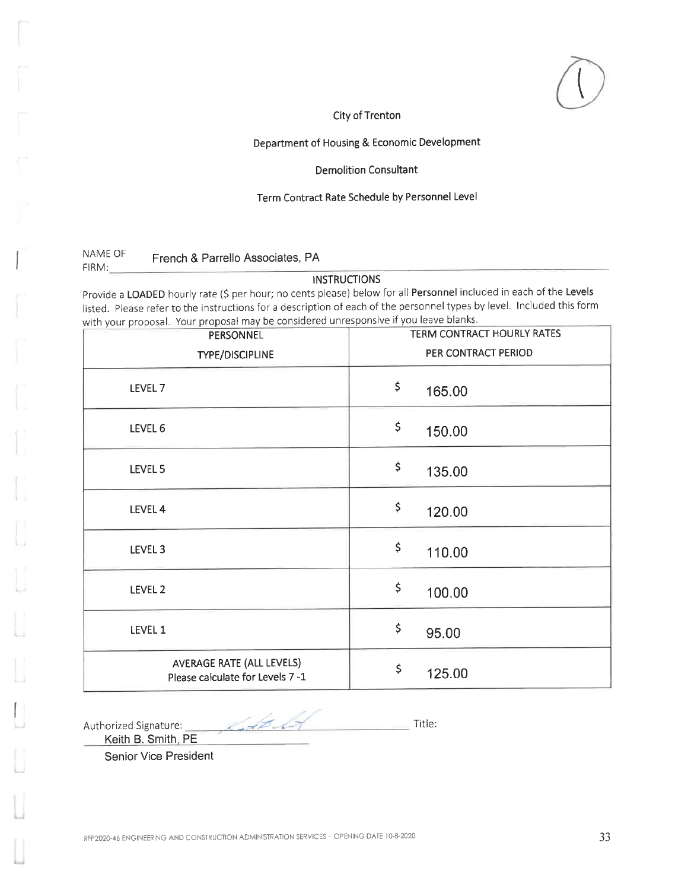City of Trenton

Department of Housing & Economic Development

Demolition Consultant

Term Contract Rate Schedule by Personnel Level

NAME OF FIRM: French & Parrello Associates, PA

INSTRUCTIONS

Provide a **LOADED** hourly rate ($ per hour; no cents please) below for all **Personnel** included in each of the **Levels** listed. Please refer to the instructions for a description of each of the personnel types by level. Included this form with your proposal. Your proposal may be considered unresponsive if you leave blanks.

| PERSONNEL TYPE/DISCIPLINE | TERM CONTRACT HOURLY RATES PER CONTRACT PERIOD |
|---|---|
| LEVEL 7 | $ 165.00 |
| LEVEL 6 | $ 150.00 |
| LEVEL 5 | $ 135.00 |
| LEVEL 4 | $ 120.00 |
| LEVEL 3 | $ 110.00 |
| LEVEL 2 | $ 100.00 |
| LEVEL 1 | $ 95.00 |
| AVERAGE RATE (ALL LEVELS) Please calculate for Levels 7 -1 | $ 125.00 |

Authorized Signature: Keith B. Smith, PE

Title: Senior Vice President

RFP2020-46 ENGINEERING AND CONSTRUCTION ADMINISTRATION SERVICES – OPENING DATE 10-8-2020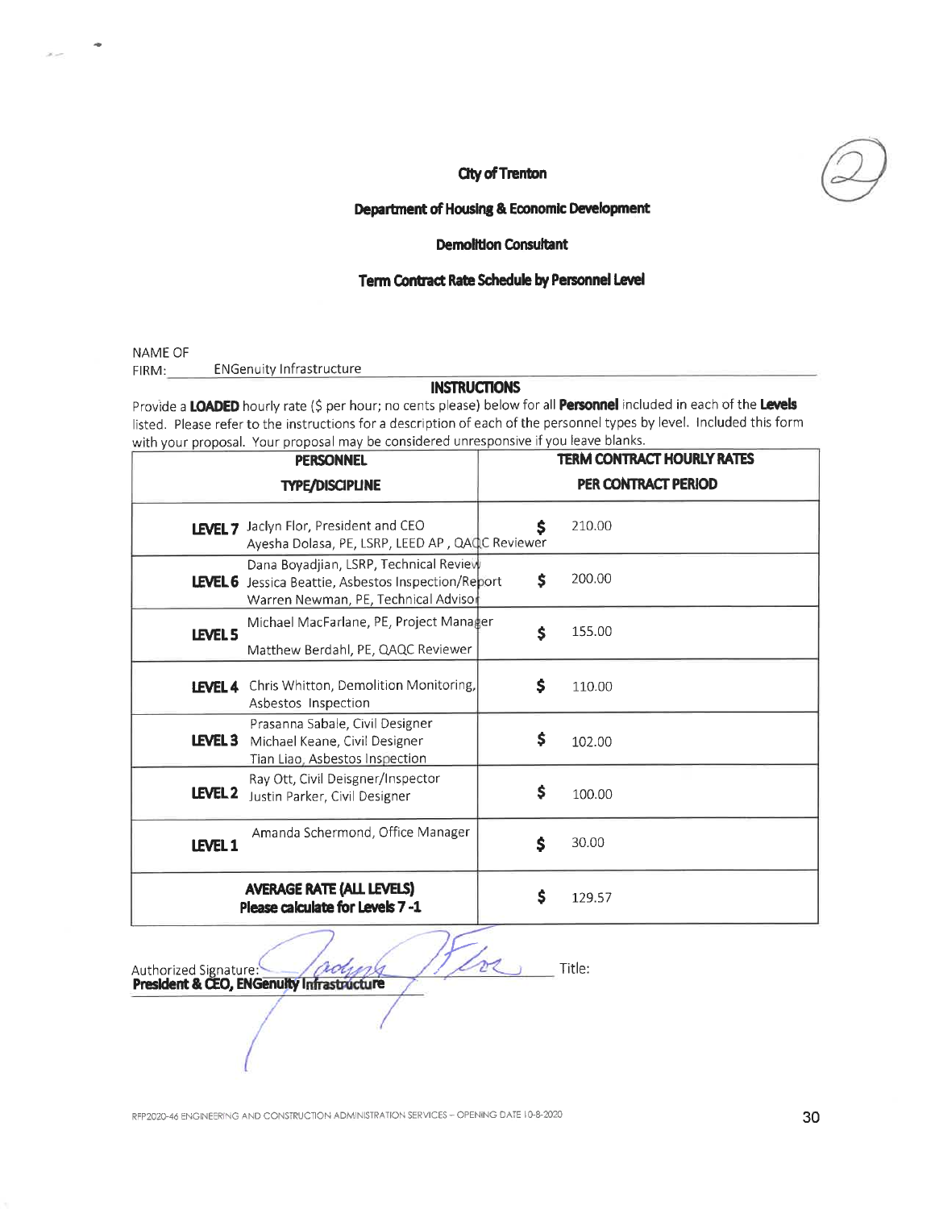**City of Trenton**

**Department of Housing & Economic Development**

**Demolition Consultant**

**Term Contract Rate Schedule by Personnel Level**

NAME OF FIRM: ENGenuity Infrastructure

**INSTRUCTIONS**

Provide a **LOADED** hourly rate ($ per hour; no cents please) below for all **Personnel** included in each of the **Levels** listed. Please refer to the instructions for a description of each of the personnel types by level. Included this form with your proposal. Your proposal may be considered unresponsive if you leave blanks.

| PERSONNEL TYPE/DISCIPLINE | TERM CONTRACT HOURLY RATES PER CONTRACT PERIOD |
|---|---|
| **LEVEL 7** Jaclyn Flor, President and CEO<br>Ayesha Dolasa, PE, LSRP, LEED AP , QAQC Reviewer | $ 210.00 |
| **LEVEL 6** Dana Boyadjian, LSRP, Technical Review<br>Jessica Beattie, Asbestos Inspection/Report<br>Warren Newman, PE, Technical Advisor | $ 200.00 |
| **LEVEL 5** Michael MacFarlane, PE, Project Manager<br>Matthew Berdahl, PE, QAQC Reviewer | $ 155.00 |
| **LEVEL 4** Chris Whitton, Demolition Monitoring, Asbestos Inspection | $ 110.00 |
| **LEVEL 3** Prasanna Sabale, Civil Designer<br>Michael Keane, Civil Designer<br>Tian Liao, Asbestos Inspection | $ 102.00 |
| **LEVEL 2** Ray Ott, Civil Deisgner/Inspector<br>Justin Parker, Civil Designer | $ 100.00 |
| **LEVEL 1** Amanda Schermond, Office Manager | $ 30.00 |
| **AVERAGE RATE (ALL LEVELS)**<br>**Please calculate for Levels 7 -1** | $ 129.57 |

Authorized Signature: Jaclyn Flor Title:

**President & CEO, ENGenuity Infrastructure**

RFP2020-46 ENGINEERING AND CONSTRUCTION ADMINISTRATION SERVICES – OPENING DATE 10-8-2020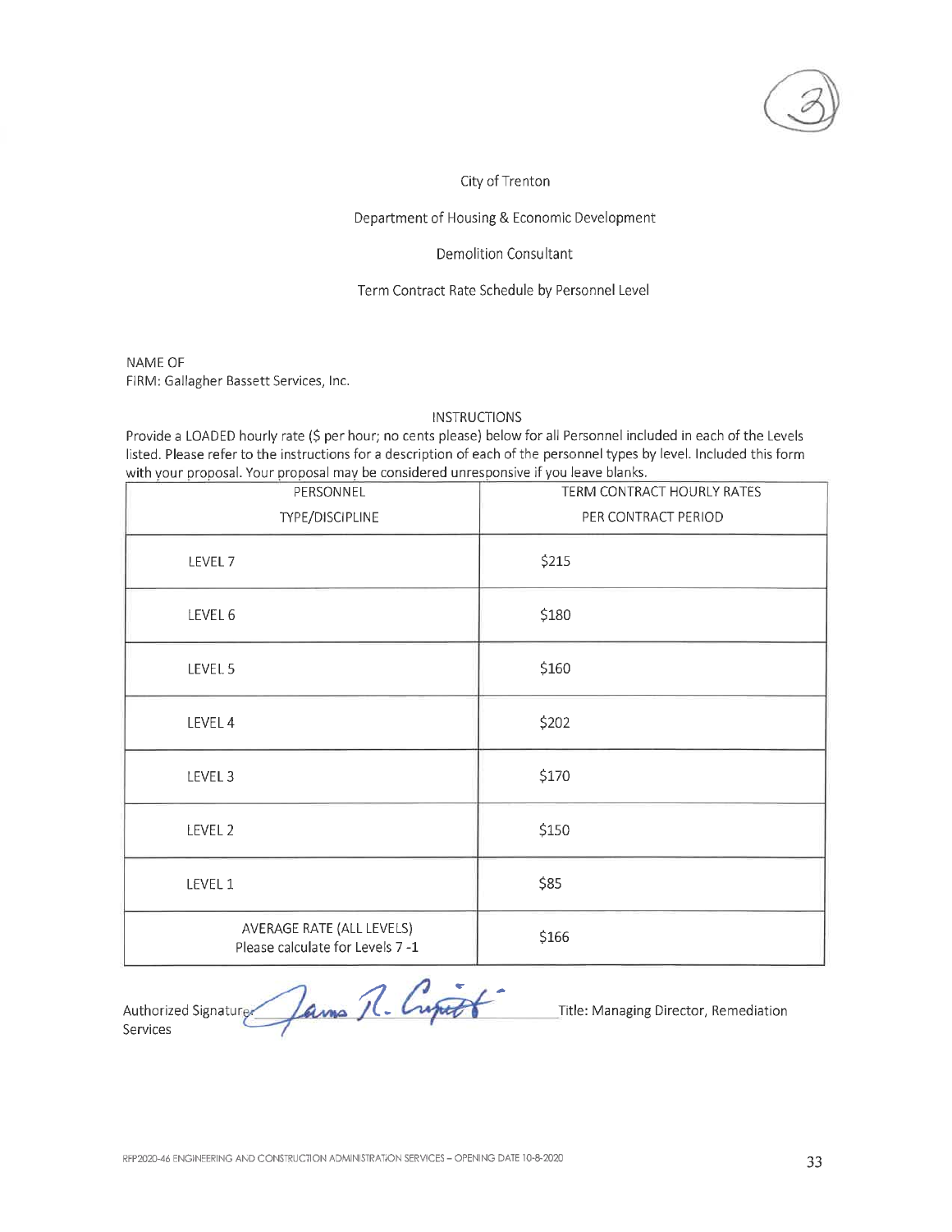(3)

City of Trenton

Department of Housing & Economic Development

Demolition Consultant

Term Contract Rate Schedule by Personnel Level

NAME OF
FIRM: Gallagher Bassett Services, Inc.

INSTRUCTIONS

Provide a LOADED hourly rate ($ per hour; no cents please) below for all Personnel included in each of the Levels listed. Please refer to the instructions for a description of each of the personnel types by level. Included this form with your proposal. Your proposal may be considered unresponsive if you leave blanks.

| PERSONNEL TYPE/DISCIPLINE | TERM CONTRACT HOURLY RATES PER CONTRACT PERIOD |
|---|---|
| LEVEL 7 | $215 |
| LEVEL 6 | $180 |
| LEVEL 5 | $160 |
| LEVEL 4 | $202 |
| LEVEL 3 | $170 |
| LEVEL 2 | $150 |
| LEVEL 1 | $85 |
| AVERAGE RATE (ALL LEVELS) Please calculate for Levels 7 -1 | $166 |

Authorized Signature: James R. Cupitt Title: Managing Director, Remediation Services

RFP2020-46 ENGINEERING AND CONSTRUCTION ADMINISTRATION SERVICES – OPENING DATE 10-8-2020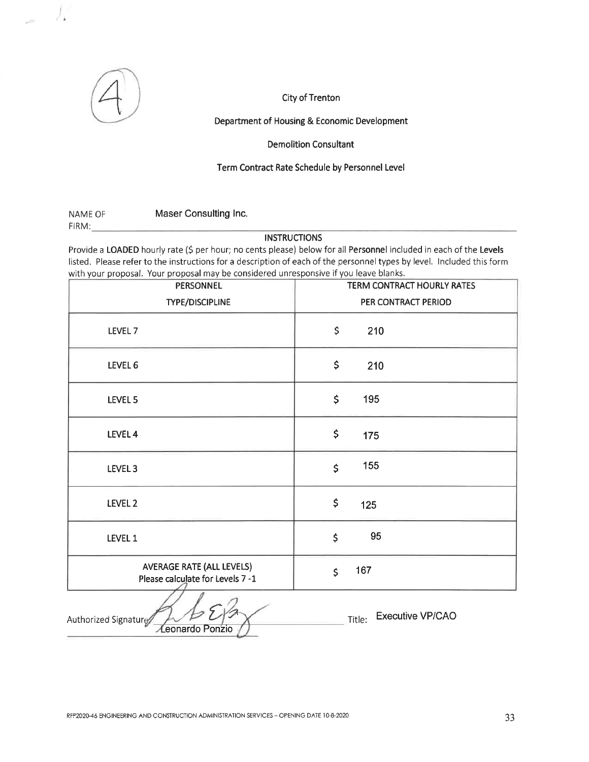(4)

City of Trenton

Department of Housing & Economic Development

Demolition Consultant

Term Contract Rate Schedule by Personnel Level

NAME OF FIRM: Maser Consulting Inc.

INSTRUCTIONS

Provide a **LOADED** hourly rate ($ per hour; no cents please) below for all **Personnel** included in each of the **Levels** listed. Please refer to the instructions for a description of each of the personnel types by level. Included this form with your proposal. Your proposal may be considered unresponsive if you leave blanks.

| PERSONNEL TYPE/DISCIPLINE | TERM CONTRACT HOURLY RATES PER CONTRACT PERIOD |
|---|---|
| LEVEL 7 | $ 210 |
| LEVEL 6 | $ 210 |
| LEVEL 5 | $ 195 |
| LEVEL 4 | $ 175 |
| LEVEL 3 | $ 155 |
| LEVEL 2 | $ 125 |
| LEVEL 1 | $ 95 |
| AVERAGE RATE (ALL LEVELS) Please calculate for Levels 7 -1 | $ 167 |

Authorized Signature: Leonardo Ponzio    Title: Executive VP/CAO

RFP2020-46 ENGINEERING AND CONSTRUCTION ADMINISTRATION SERVICES – OPENING DATE 10-8-2020